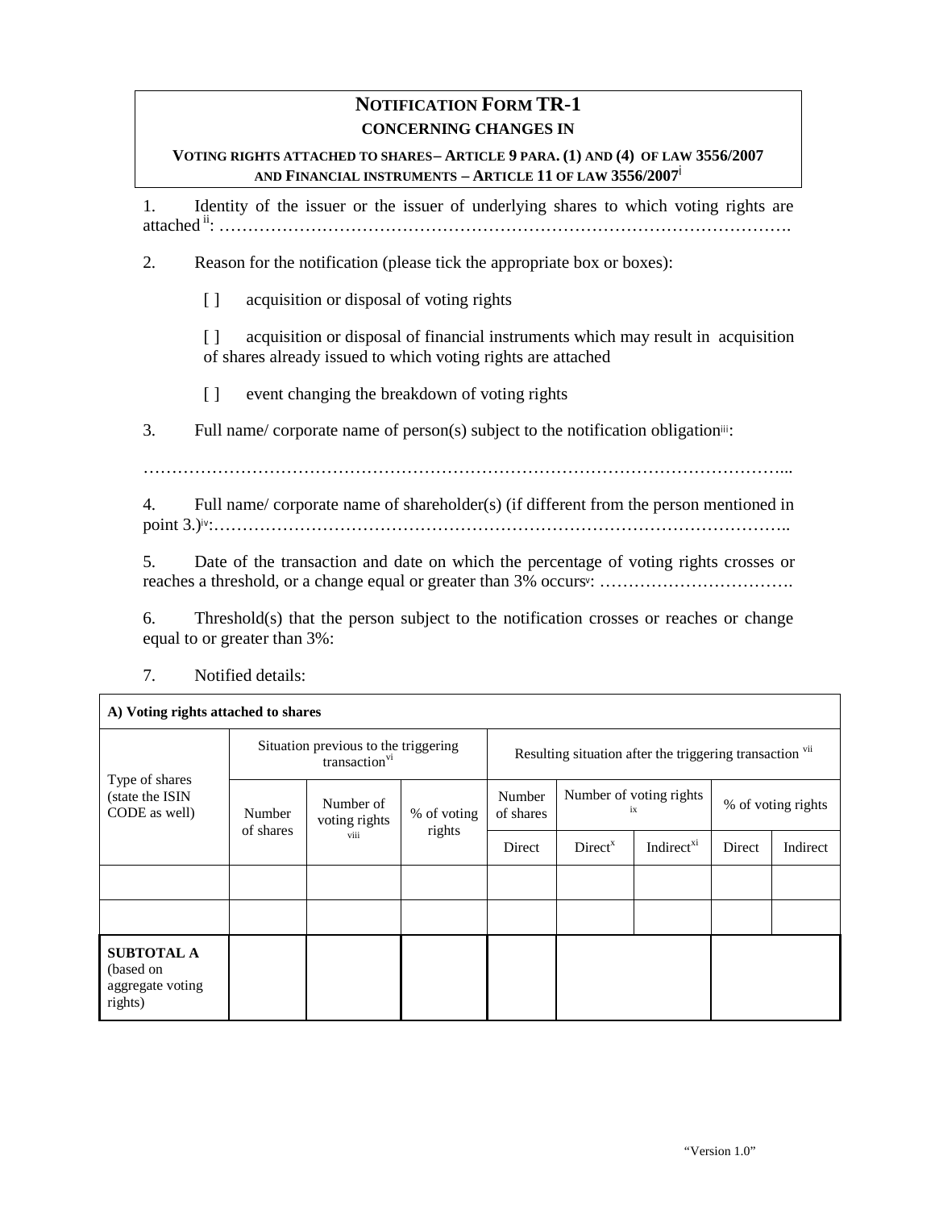# NOTIFICATION FORM TR-1

**CONCERNING CHANGES IN**

**VOTING RIGHTS ATTACHED TO SHARES– ARTICLE 9 PARA. (1) AND (4) OF LAW 3556/2007 AND FINANCIAL INSTRUMENTS – ARTICLE 11 OF LAW 3556/2007**[i]

1. Identity of the issuer or the issuer of underlying shares to which voting rights are attached [ii]: ……………………………………………………………………………………….

2. Reason for the notification (please tick the appropriate box or boxes):

   [ ] acquisition or disposal of voting rights

   [ ] acquisition or disposal of financial instruments which may result in acquisition of shares already issued to which voting rights are attached

   [ ] event changing the breakdown of voting rights

3. Full name/ corporate name of person(s) subject to the notification obligation[iii]:

…………………………………………………………………………………………………...

4. Full name/ corporate name of shareholder(s) (if different from the person mentioned in point 3.)[iv]:………………………………………………………………………………………..

5. Date of the transaction and date on which the percentage of voting rights crosses or reaches a threshold, or a change equal or greater than 3% occurs[v]: …………………………….

6. Threshold(s) that the person subject to the notification crosses or reaches or change equal to or greater than 3%:

7. Notified details:

**A) Voting rights attached to shares**

| Type of shares (state the ISIN CODE as well) | Situation previous to the triggering transaction[vi] | | | Resulting situation after the triggering transaction [vii] | | | | |
|---|---|---|---|---|---|---|---|---|
| | Number of shares | Number of voting rights [viii] | % of voting rights | Number of shares | Number of voting rights [ix] | | % of voting rights | |
| | | | | Direct | Direct[x] | Indirect[xi] | Direct | Indirect |
| | | | | | | | | |
| | | | | | | | | |
| **SUBTOTAL A** (based on aggregate voting rights) | | | | | | | | |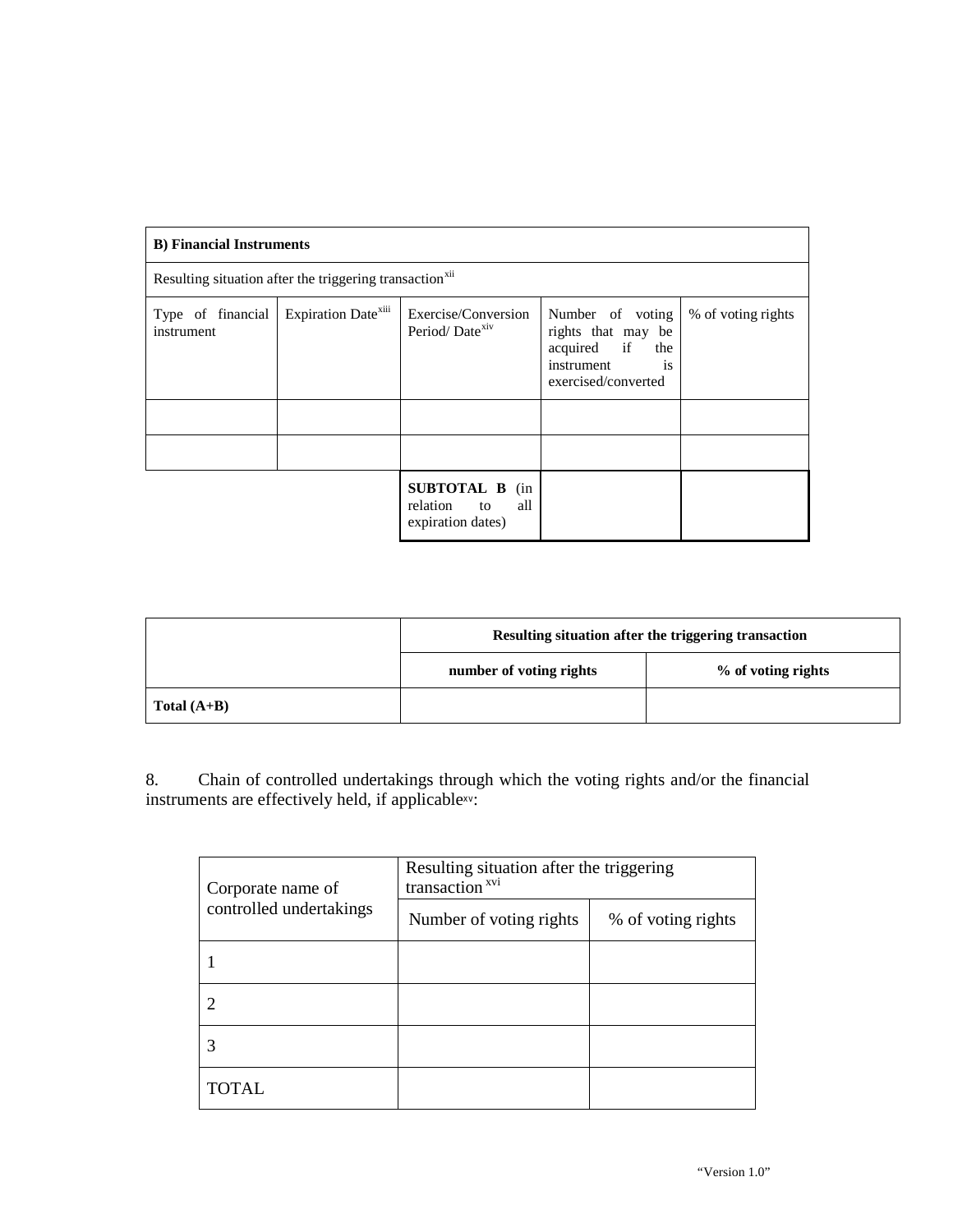| **B) Financial Instruments** | | | | |
|---|---|---|---|---|
| Resulting situation after the triggering transaction[xii] | | | | |
| Type of financial instrument | Expiration Date[xiii] | Exercise/Conversion Period/ Date[xiv] | Number of voting rights that may be acquired if the instrument is exercised/converted | % of voting rights |
| | | | | |
| | | | | |
| | | **SUBTOTAL B** (in relation to all expiration dates) | | |

| | **Resulting situation after the triggering transaction** | |
|---|---|---|
| | **number of voting rights** | **% of voting rights** |
| **Total (A+B)** | | |

8. Chain of controlled undertakings through which the voting rights and/or the financial instruments are effectively held, if applicable[xv]:

| Corporate name of controlled undertakings | Resulting situation after the triggering transaction [xvi] | |
|---|---|---|
| | Number of voting rights | % of voting rights |
| 1 | | |
| 2 | | |
| 3 | | |
| TOTAL | | |

"Version 1.0"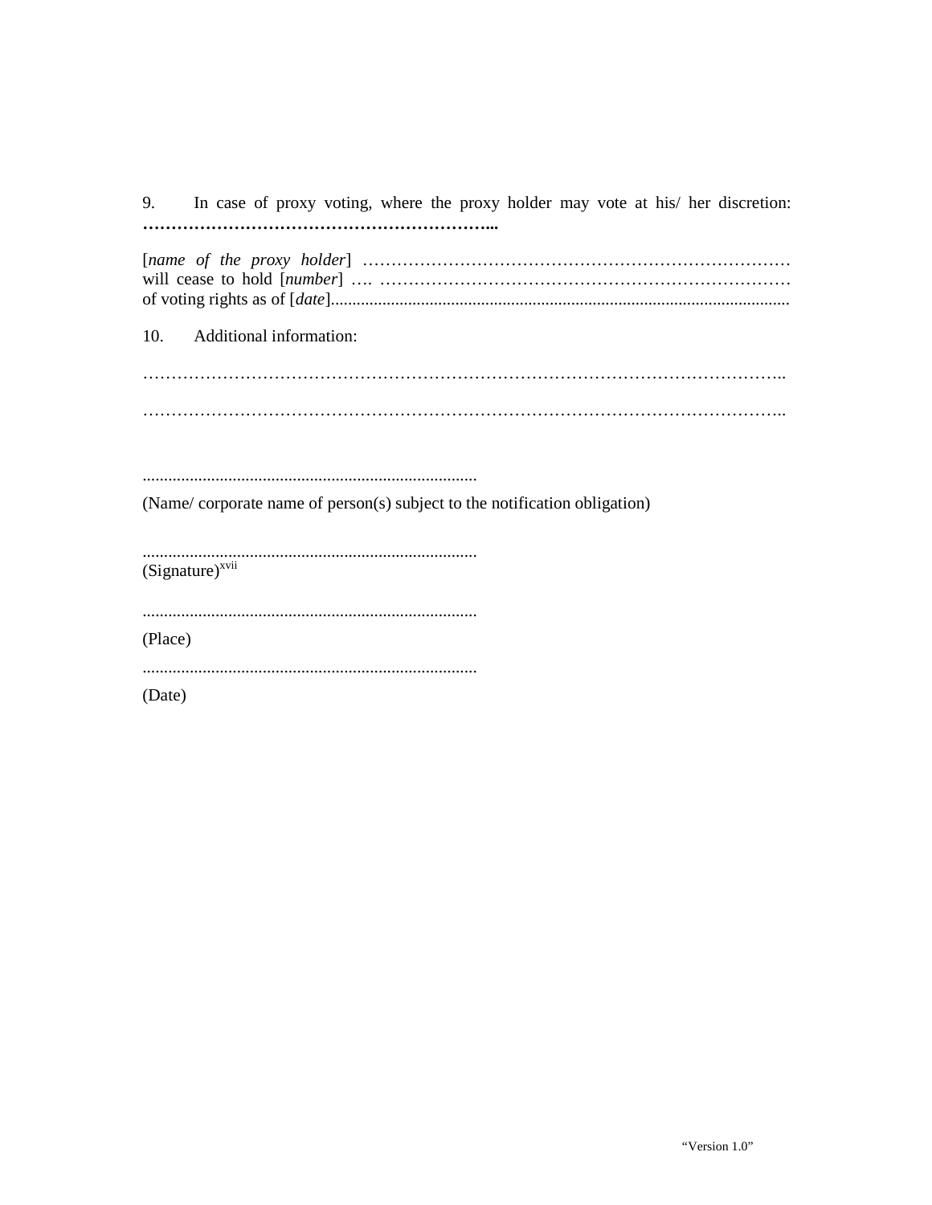9. In case of proxy voting, where the proxy holder may vote at his/ her discretion: **……………………………………………………...**

[*name of the proxy holder*] ………………………………………………………………… will cease to hold [*number*] …. ……………………………………………………………… of voting rights as of [*date*]..........................................................................................................

10. Additional information:

………………………………………………………………………………………………..

………………………………………………………………………………………………..

..............................................................................

(Name/ corporate name of person(s) subject to the notification obligation)

..............................................................................

(Signature)[xvii]

..............................................................................

(Place)

..............................................................................

(Date)

“Version 1.0”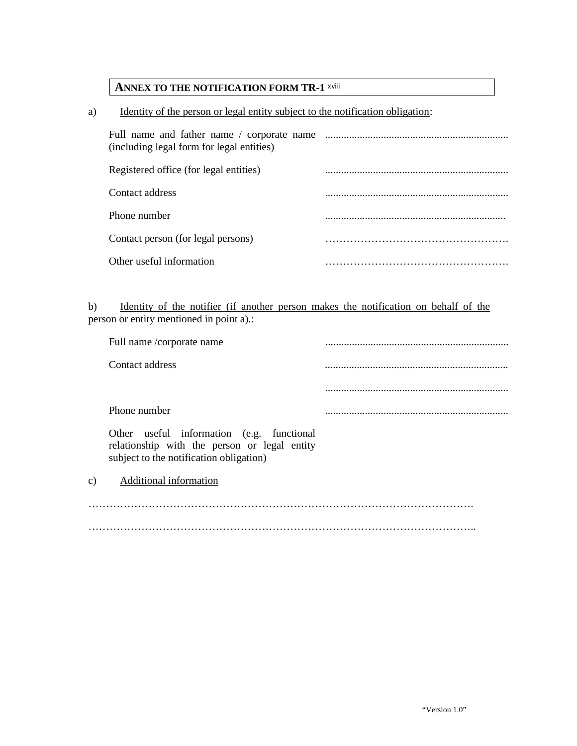# ANNEX TO THE NOTIFICATION FORM TR-1 [xviii]

a) Identity of the person or legal entity subject to the notification obligation:

| | |
|---|---|
| Full name and father name / corporate name (including legal form for legal entities) | ..................................................................... |
| Registered office (for legal entities) | ..................................................................... |
| Contact address | ..................................................................... |
| Phone number | ..................................................................... |
| Contact person (for legal persons) | ……………………………………………. |
| Other useful information | ……………………………………………. |

b) Identity of the notifier (if another person makes the notification on behalf of the person or entity mentioned in point a).:

| | |
|---|---|
| Full name /corporate name | ..................................................................... |
| Contact address | ..................................................................... |
| | ..................................................................... |
| Phone number | ..................................................................... |
| Other useful information (e.g. functional relationship with the person or legal entity subject to the notification obligation) | |

c) Additional information

……………………………………………………………………………………………….

………………………………………………………………………………………………..

"Version 1.0"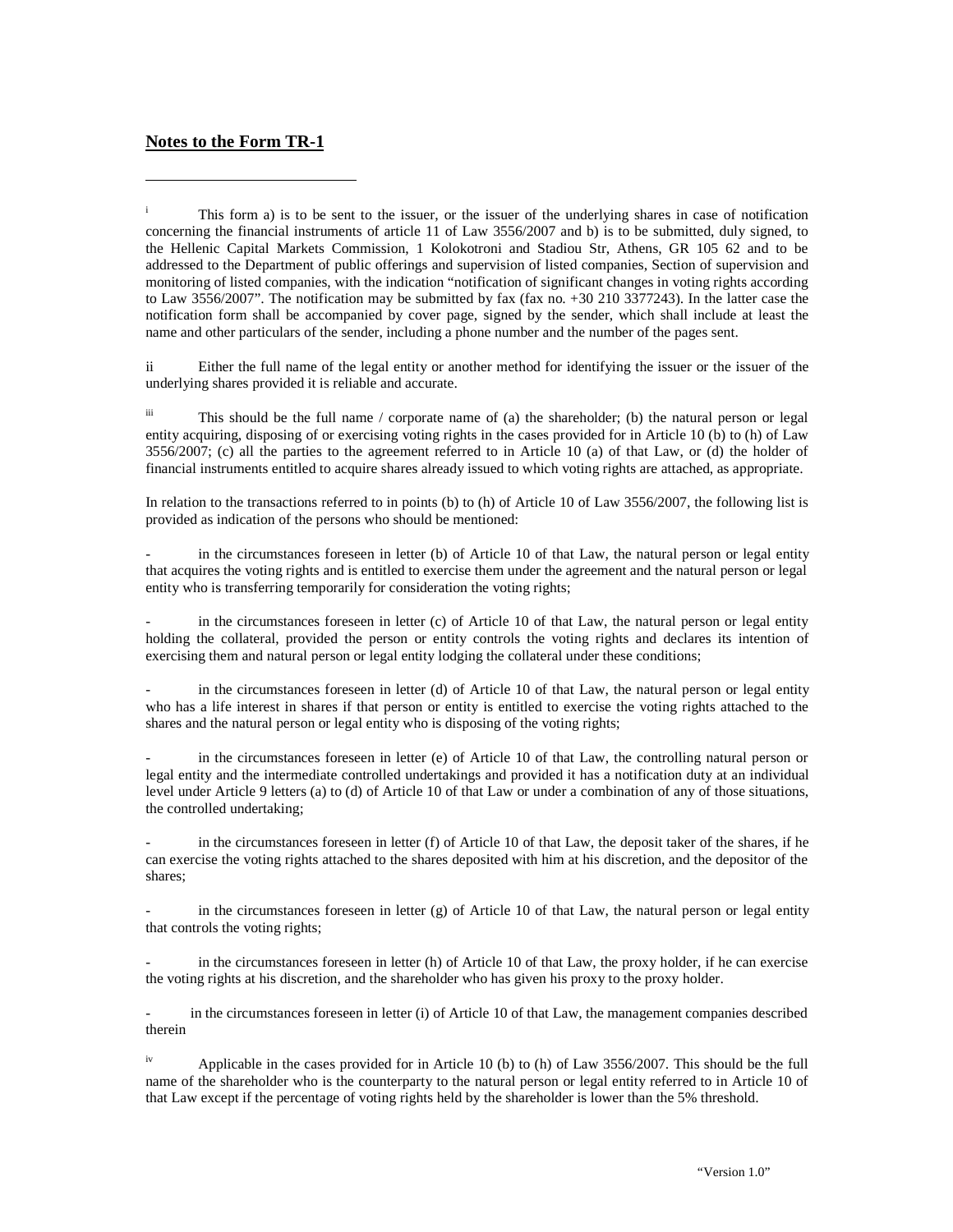## Notes to the Form TR-1

---

[i] This form a) is to be sent to the issuer, or the issuer of the underlying shares in case of notification concerning the financial instruments of article 11 of Law 3556/2007 and b) is to be submitted, duly signed, to the Hellenic Capital Markets Commission, 1 Kolokotroni and Stadiou Str, Athens, GR 105 62 and to be addressed to the Department of public offerings and supervision of listed companies, Section of supervision and monitoring of listed companies, with the indication "notification of significant changes in voting rights according to Law 3556/2007". The notification may be submitted by fax (fax no. +30 210 3377243). In the latter case the notification form shall be accompanied by cover page, signed by the sender, which shall include at least the name and other particulars of the sender, including a phone number and the number of the pages sent.

ii Either the full name of the legal entity or another method for identifying the issuer or the issuer of the underlying shares provided it is reliable and accurate.

[iii] This should be the full name / corporate name of (a) the shareholder; (b) the natural person or legal entity acquiring, disposing of or exercising voting rights in the cases provided for in Article 10 (b) to (h) of Law 3556/2007; (c) all the parties to the agreement referred to in Article 10 (a) of that Law, or (d) the holder of financial instruments entitled to acquire shares already issued to which voting rights are attached, as appropriate.

In relation to the transactions referred to in points (b) to (h) of Article 10 of Law 3556/2007, the following list is provided as indication of the persons who should be mentioned:

- in the circumstances foreseen in letter (b) of Article 10 of that Law, the natural person or legal entity that acquires the voting rights and is entitled to exercise them under the agreement and the natural person or legal entity who is transferring temporarily for consideration the voting rights;

- in the circumstances foreseen in letter (c) of Article 10 of that Law, the natural person or legal entity holding the collateral, provided the person or entity controls the voting rights and declares its intention of exercising them and natural person or legal entity lodging the collateral under these conditions;

- in the circumstances foreseen in letter (d) of Article 10 of that Law, the natural person or legal entity who has a life interest in shares if that person or entity is entitled to exercise the voting rights attached to the shares and the natural person or legal entity who is disposing of the voting rights;

- in the circumstances foreseen in letter (e) of Article 10 of that Law, the controlling natural person or legal entity and the intermediate controlled undertakings and provided it has a notification duty at an individual level under Article 9 letters (a) to (d) of Article 10 of that Law or under a combination of any of those situations, the controlled undertaking;

- in the circumstances foreseen in letter (f) of Article 10 of that Law, the deposit taker of the shares, if he can exercise the voting rights attached to the shares deposited with him at his discretion, and the depositor of the shares;

- in the circumstances foreseen in letter (g) of Article 10 of that Law, the natural person or legal entity that controls the voting rights;

- in the circumstances foreseen in letter (h) of Article 10 of that Law, the proxy holder, if he can exercise the voting rights at his discretion, and the shareholder who has given his proxy to the proxy holder.

- in the circumstances foreseen in letter (i) of Article 10 of that Law, the management companies described therein

[iv] Applicable in the cases provided for in Article 10 (b) to (h) of Law 3556/2007. This should be the full name of the shareholder who is the counterparty to the natural person or legal entity referred to in Article 10 of that Law except if the percentage of voting rights held by the shareholder is lower than the 5% threshold.

"Version 1.0"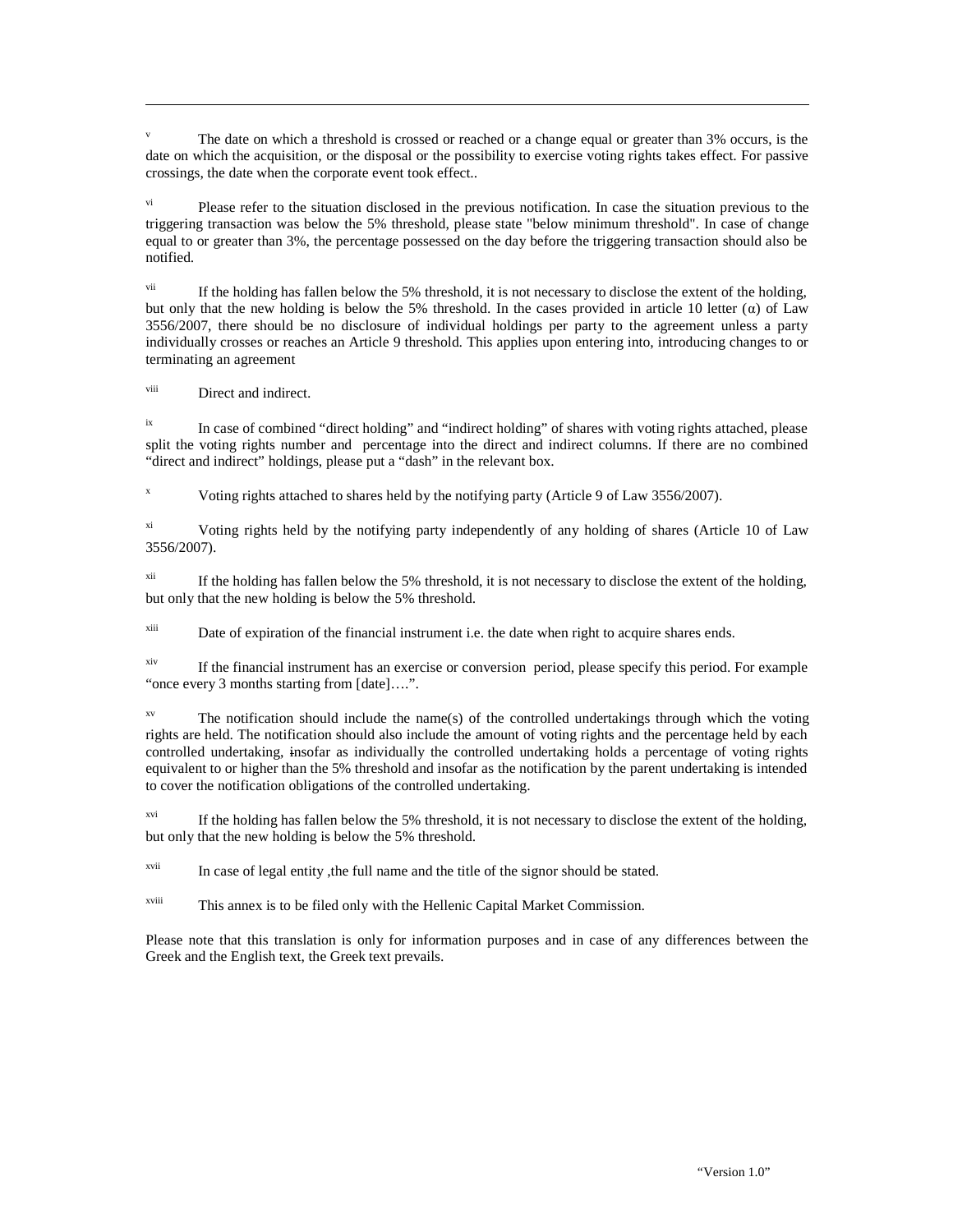[v] The date on which a threshold is crossed or reached or a change equal or greater than 3% occurs, is the date on which the acquisition, or the disposal or the possibility to exercise voting rights takes effect. For passive crossings, the date when the corporate event took effect..

[vi] Please refer to the situation disclosed in the previous notification. In case the situation previous to the triggering transaction was below the 5% threshold, please state "below minimum threshold". In case of change equal to or greater than 3%, the percentage possessed on the day before the triggering transaction should also be notified.

[vii] If the holding has fallen below the 5% threshold, it is not necessary to disclose the extent of the holding, but only that the new holding is below the 5% threshold. In the cases provided in article 10 letter (α) of Law 3556/2007, there should be no disclosure of individual holdings per party to the agreement unless a party individually crosses or reaches an Article 9 threshold. This applies upon entering into, introducing changes to or terminating an agreement

[viii] Direct and indirect.

[ix] In case of combined "direct holding" and "indirect holding" of shares with voting rights attached, please split the voting rights number and percentage into the direct and indirect columns. If there are no combined "direct and indirect" holdings, please put a "dash" in the relevant box.

[x] Voting rights attached to shares held by the notifying party (Article 9 of Law 3556/2007).

[xi] Voting rights held by the notifying party independently of any holding of shares (Article 10 of Law 3556/2007).

[xii] If the holding has fallen below the 5% threshold, it is not necessary to disclose the extent of the holding, but only that the new holding is below the 5% threshold.

[xiii] Date of expiration of the financial instrument i.e. the date when right to acquire shares ends.

[xiv] If the financial instrument has an exercise or conversion period, please specify this period. For example "once every 3 months starting from [date]….".

[xv] The notification should include the name(s) of the controlled undertakings through which the voting rights are held. The notification should also include the amount of voting rights and the percentage held by each controlled undertaking, insofar as individually the controlled undertaking holds a percentage of voting rights equivalent to or higher than the 5% threshold and insofar as the notification by the parent undertaking is intended to cover the notification obligations of the controlled undertaking.

[xvi] If the holding has fallen below the 5% threshold, it is not necessary to disclose the extent of the holding, but only that the new holding is below the 5% threshold.

[xvii] In case of legal entity ,the full name and the title of the signor should be stated.

[xviii] This annex is to be filed only with the Hellenic Capital Market Commission.

Please note that this translation is only for information purposes and in case of any differences between the Greek and the English text, the Greek text prevails.

"Version 1.0"